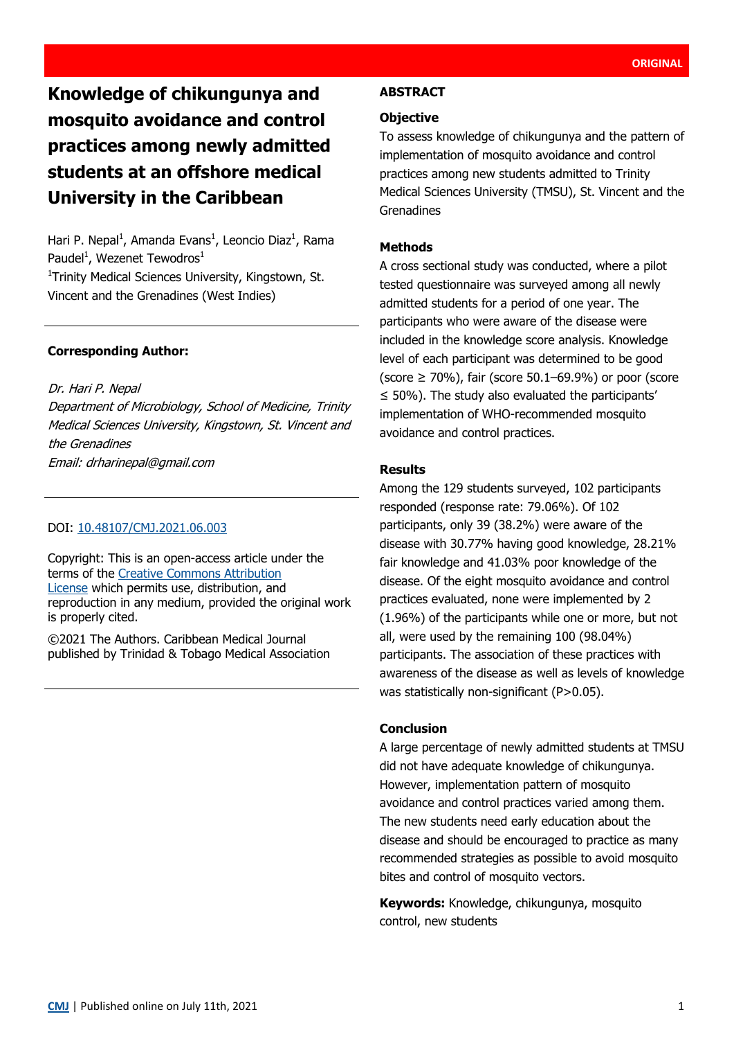ORIGINAL

# Knowledge of chikungunya and mosquito avoidance and control practices among newly admitted students at an offshore medical University in the Caribbean

Hari P. Nepal[1], Amanda Evans[1], Leoncio Diaz[1], Rama Paudel[1], Wezenet Tewodros[1]

[1]Trinity Medical Sciences University, Kingstown, St. Vincent and the Grenadines (West Indies)

**Corresponding Author:**

*Dr. Hari P. Nepal*
*Department of Microbiology, School of Medicine, Trinity Medical Sciences University, Kingstown, St. Vincent and the Grenadines*
*Email: drharinepal@gmail.com*

DOI: 10.48107/CMJ.2021.06.003

Copyright: This is an open-access article under the terms of the Creative Commons Attribution License which permits use, distribution, and reproduction in any medium, provided the original work is properly cited.

©2021 The Authors. Caribbean Medical Journal published by Trinidad & Tobago Medical Association

## ABSTRACT

### Objective

To assess knowledge of chikungunya and the pattern of implementation of mosquito avoidance and control practices among new students admitted to Trinity Medical Sciences University (TMSU), St. Vincent and the Grenadines

### Methods

A cross sectional study was conducted, where a pilot tested questionnaire was surveyed among all newly admitted students for a period of one year. The participants who were aware of the disease were included in the knowledge score analysis. Knowledge level of each participant was determined to be good (score ≥ 70%), fair (score 50.1–69.9%) or poor (score ≤ 50%). The study also evaluated the participants' implementation of WHO-recommended mosquito avoidance and control practices.

### Results

Among the 129 students surveyed, 102 participants responded (response rate: 79.06%). Of 102 participants, only 39 (38.2%) were aware of the disease with 30.77% having good knowledge, 28.21% fair knowledge and 41.03% poor knowledge of the disease. Of the eight mosquito avoidance and control practices evaluated, none were implemented by 2 (1.96%) of the participants while one or more, but not all, were used by the remaining 100 (98.04%) participants. The association of these practices with awareness of the disease as well as levels of knowledge was statistically non-significant (P>0.05).

### Conclusion

A large percentage of newly admitted students at TMSU did not have adequate knowledge of chikungunya. However, implementation pattern of mosquito avoidance and control practices varied among them. The new students need early education about the disease and should be encouraged to practice as many recommended strategies as possible to avoid mosquito bites and control of mosquito vectors.

**Keywords:** Knowledge, chikungunya, mosquito control, new students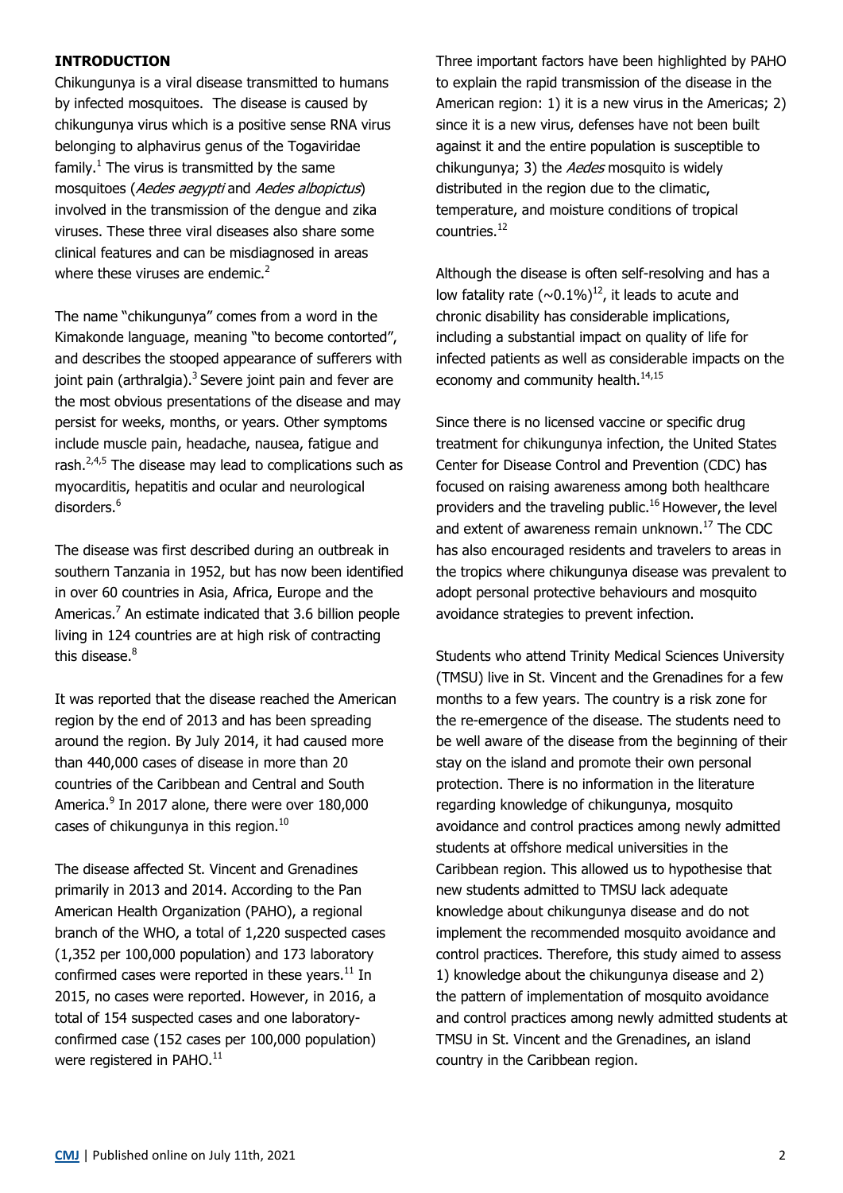## INTRODUCTION

Chikungunya is a viral disease transmitted to humans by infected mosquitoes. The disease is caused by chikungunya virus which is a positive sense RNA virus belonging to alphavirus genus of the Togaviridae family.[1] The virus is transmitted by the same mosquitoes (*Aedes aegypti* and *Aedes albopictus*) involved in the transmission of the dengue and zika viruses. These three viral diseases also share some clinical features and can be misdiagnosed in areas where these viruses are endemic.[2]

The name "chikungunya" comes from a word in the Kimakonde language, meaning "to become contorted", and describes the stooped appearance of sufferers with joint pain (arthralgia).[3] Severe joint pain and fever are the most obvious presentations of the disease and may persist for weeks, months, or years. Other symptoms include muscle pain, headache, nausea, fatigue and rash.[2,4,5] The disease may lead to complications such as myocarditis, hepatitis and ocular and neurological disorders.[6]

The disease was first described during an outbreak in southern Tanzania in 1952, but has now been identified in over 60 countries in Asia, Africa, Europe and the Americas.[7] An estimate indicated that 3.6 billion people living in 124 countries are at high risk of contracting this disease.[8]

It was reported that the disease reached the American region by the end of 2013 and has been spreading around the region. By July 2014, it had caused more than 440,000 cases of disease in more than 20 countries of the Caribbean and Central and South America.[9] In 2017 alone, there were over 180,000 cases of chikungunya in this region.[10]

The disease affected St. Vincent and Grenadines primarily in 2013 and 2014. According to the Pan American Health Organization (PAHO), a regional branch of the WHO, a total of 1,220 suspected cases (1,352 per 100,000 population) and 173 laboratory confirmed cases were reported in these years.[11] In 2015, no cases were reported. However, in 2016, a total of 154 suspected cases and one laboratory-confirmed case (152 cases per 100,000 population) were registered in PAHO.[11]

Three important factors have been highlighted by PAHO to explain the rapid transmission of the disease in the American region: 1) it is a new virus in the Americas; 2) since it is a new virus, defenses have not been built against it and the entire population is susceptible to chikungunya; 3) the *Aedes* mosquito is widely distributed in the region due to the climatic, temperature, and moisture conditions of tropical countries.[12]

Although the disease is often self-resolving and has a low fatality rate (~0.1%)[12], it leads to acute and chronic disability has considerable implications, including a substantial impact on quality of life for infected patients as well as considerable impacts on the economy and community health.[14,15]

Since there is no licensed vaccine or specific drug treatment for chikungunya infection, the United States Center for Disease Control and Prevention (CDC) has focused on raising awareness among both healthcare providers and the traveling public.[16] However, the level and extent of awareness remain unknown.[17] The CDC has also encouraged residents and travelers to areas in the tropics where chikungunya disease was prevalent to adopt personal protective behaviours and mosquito avoidance strategies to prevent infection.

Students who attend Trinity Medical Sciences University (TMSU) live in St. Vincent and the Grenadines for a few months to a few years. The country is a risk zone for the re-emergence of the disease. The students need to be well aware of the disease from the beginning of their stay on the island and promote their own personal protection. There is no information in the literature regarding knowledge of chikungunya, mosquito avoidance and control practices among newly admitted students at offshore medical universities in the Caribbean region. This allowed us to hypothesise that new students admitted to TMSU lack adequate knowledge about chikungunya disease and do not implement the recommended mosquito avoidance and control practices. Therefore, this study aimed to assess 1) knowledge about the chikungunya disease and 2) the pattern of implementation of mosquito avoidance and control practices among newly admitted students at TMSU in St. Vincent and the Grenadines, an island country in the Caribbean region.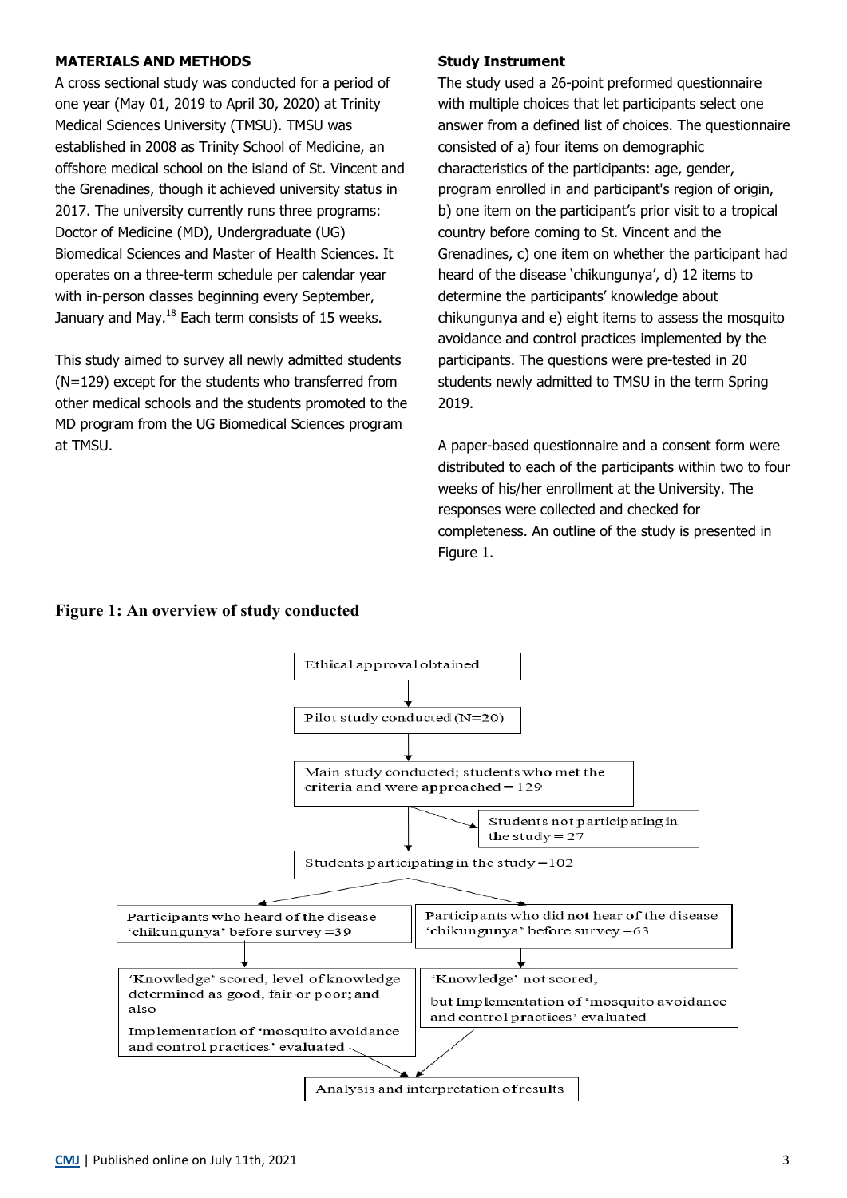## MATERIALS AND METHODS

A cross sectional study was conducted for a period of one year (May 01, 2019 to April 30, 2020) at Trinity Medical Sciences University (TMSU). TMSU was established in 2008 as Trinity School of Medicine, an offshore medical school on the island of St. Vincent and the Grenadines, though it achieved university status in 2017. The university currently runs three programs: Doctor of Medicine (MD), Undergraduate (UG) Biomedical Sciences and Master of Health Sciences. It operates on a three-term schedule per calendar year with in-person classes beginning every September, January and May.[18] Each term consists of 15 weeks.

This study aimed to survey all newly admitted students (N=129) except for the students who transferred from other medical schools and the students promoted to the MD program from the UG Biomedical Sciences program at TMSU.

### Study Instrument

The study used a 26-point preformed questionnaire with multiple choices that let participants select one answer from a defined list of choices. The questionnaire consisted of a) four items on demographic characteristics of the participants: age, gender, program enrolled in and participant's region of origin, b) one item on the participant's prior visit to a tropical country before coming to St. Vincent and the Grenadines, c) one item on whether the participant had heard of the disease 'chikungunya', d) 12 items to determine the participants' knowledge about chikungunya and e) eight items to assess the mosquito avoidance and control practices implemented by the participants. The questions were pre-tested in 20 students newly admitted to TMSU in the term Spring 2019.

A paper-based questionnaire and a consent form were distributed to each of the participants within two to four weeks of his/her enrollment at the University. The responses were collected and checked for completeness. An outline of the study is presented in Figure 1.

**Figure 1: An overview of study conducted**

Ethical approval obtained
↓
Pilot study conducted (N=20)
↓
Main study conducted; students who met the criteria and were approached = 129
→ Students not participating in the study = 27
↓
Students participating in the study = 102
↓
Participants who heard of the disease 'chikungunya' before survey = 39
→ 'Knowledge' scored, level of knowledge determined as good, fair or poor; and also Implementation of 'mosquito avoidance and control practices' evaluated

Participants who did not hear of the disease 'chikungunya' before survey = 63
→ 'Knowledge' not scored, but Implementation of 'mosquito avoidance and control practices' evaluated
↓
Analysis and interpretation of results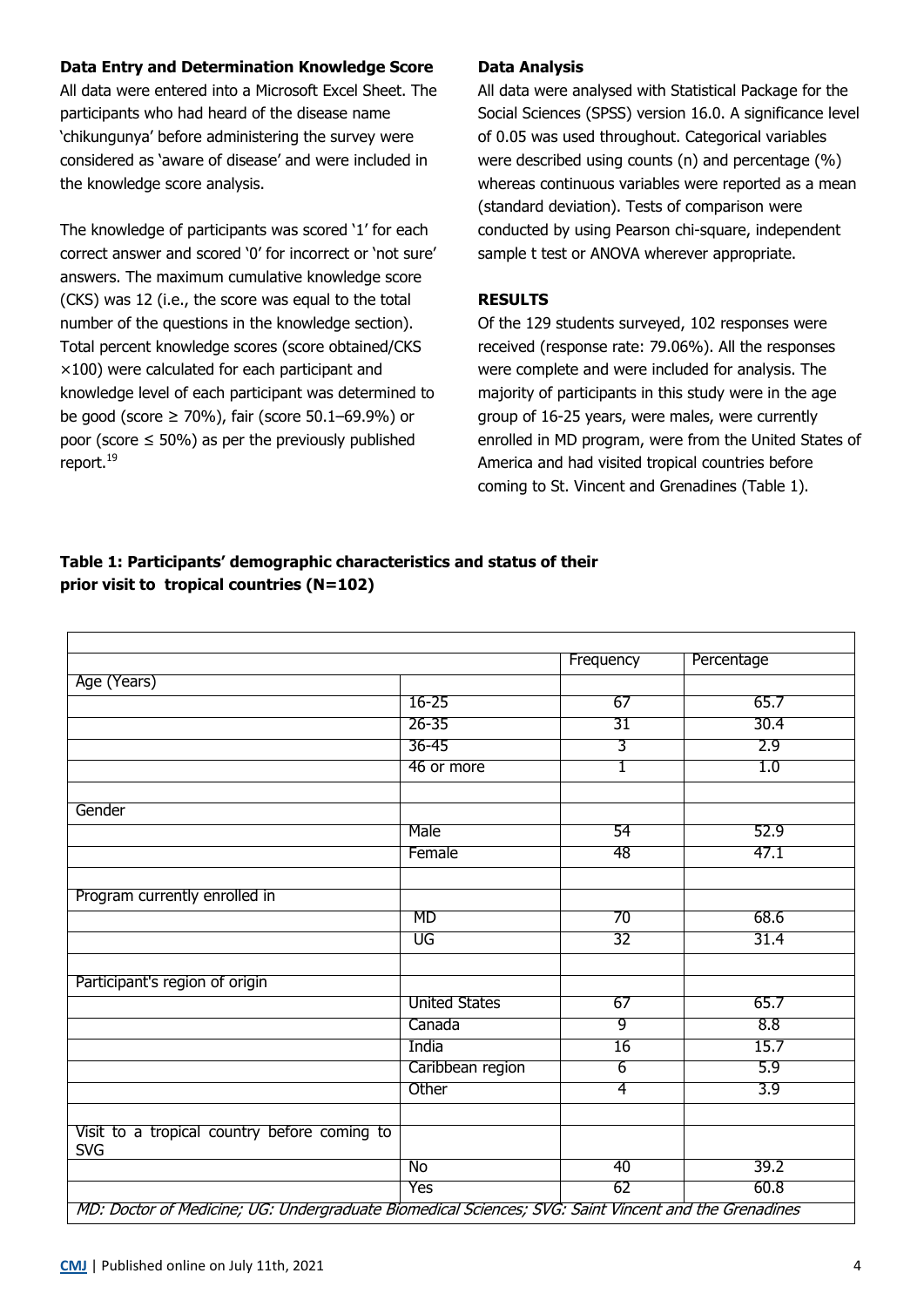**Data Entry and Determination Knowledge Score**

All data were entered into a Microsoft Excel Sheet. The participants who had heard of the disease name 'chikungunya' before administering the survey were considered as 'aware of disease' and were included in the knowledge score analysis.

The knowledge of participants was scored '1' for each correct answer and scored '0' for incorrect or 'not sure' answers. The maximum cumulative knowledge score (CKS) was 12 (i.e., the score was equal to the total number of the questions in the knowledge section). Total percent knowledge scores (score obtained/CKS ×100) were calculated for each participant and knowledge level of each participant was determined to be good (score ≥ 70%), fair (score 50.1–69.9%) or poor (score ≤ 50%) as per the previously published report.[19]

**Data Analysis**

All data were analysed with Statistical Package for the Social Sciences (SPSS) version 16.0. A significance level of 0.05 was used throughout. Categorical variables were described using counts (n) and percentage (%) whereas continuous variables were reported as a mean (standard deviation). Tests of comparison were conducted by using Pearson chi-square, independent sample t test or ANOVA wherever appropriate.

## RESULTS

Of the 129 students surveyed, 102 responses were received (response rate: 79.06%). All the responses were complete and were included for analysis. The majority of participants in this study were in the age group of 16-25 years, were males, were currently enrolled in MD program, were from the United States of America and had visited tropical countries before coming to St. Vincent and Grenadines (Table 1).

**Table 1: Participants' demographic characteristics and status of their prior visit to tropical countries (N=102)**

| | | Frequency | Percentage |
|---|---|---|---|
| Age (Years) | | | |
| | 16-25 | 67 | 65.7 |
| | 26-35 | 31 | 30.4 |
| | 36-45 | 3 | 2.9 |
| | 46 or more | 1 | 1.0 |
| | | | |
| Gender | | | |
| | Male | 54 | 52.9 |
| | Female | 48 | 47.1 |
| | | | |
| Program currently enrolled in | | | |
| | MD | 70 | 68.6 |
| | UG | 32 | 31.4 |
| | | | |
| Participant's region of origin | | | |
| | United States | 67 | 65.7 |
| | Canada | 9 | 8.8 |
| | India | 16 | 15.7 |
| | Caribbean region | 6 | 5.9 |
| | Other | 4 | 3.9 |
| | | | |
| Visit to a tropical country before coming to SVG | | | |
| | No | 40 | 39.2 |
| | Yes | 62 | 60.8 |

*MD: Doctor of Medicine; UG: Undergraduate Biomedical Sciences; SVG: Saint Vincent and the Grenadines*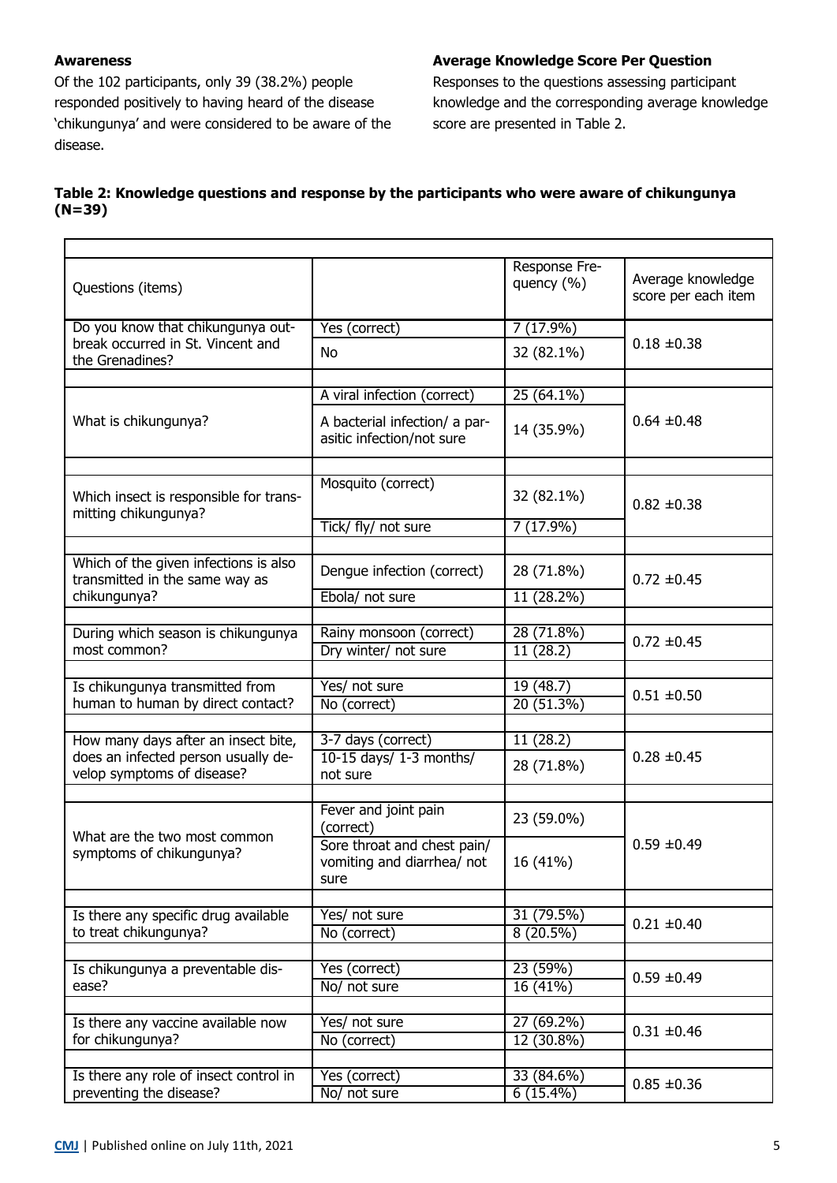**Awareness**

Of the 102 participants, only 39 (38.2%) people responded positively to having heard of the disease 'chikungunya' and were considered to be aware of the disease.

**Average Knowledge Score Per Question**

Responses to the questions assessing participant knowledge and the corresponding average knowledge score are presented in Table 2.

**Table 2: Knowledge questions and response by the participants who were aware of chikungunya (N=39)**

| Questions (items) | | Response Frequency (%) | Average knowledge score per each item |
|---|---|---|---|
| Do you know that chikungunya outbreak occurred in St. Vincent and the Grenadines? | Yes (correct) | 7 (17.9%) | 0.18 ±0.38 |
| | No | 32 (82.1%) | |
| What is chikungunya? | A viral infection (correct) | 25 (64.1%) | 0.64 ±0.48 |
| | A bacterial infection/ a parasitic infection/not sure | 14 (35.9%) | |
| Which insect is responsible for transmitting chikungunya? | Mosquito (correct) | 32 (82.1%) | 0.82 ±0.38 |
| | Tick/ fly/ not sure | 7 (17.9%) | |
| Which of the given infections is also transmitted in the same way as chikungunya? | Dengue infection (correct) | 28 (71.8%) | 0.72 ±0.45 |
| | Ebola/ not sure | 11 (28.2%) | |
| During which season is chikungunya most common? | Rainy monsoon (correct) | 28 (71.8%) | 0.72 ±0.45 |
| | Dry winter/ not sure | 11 (28.2) | |
| Is chikungunya transmitted from human to human by direct contact? | Yes/ not sure | 19 (48.7) | 0.51 ±0.50 |
| | No (correct) | 20 (51.3%) | |
| How many days after an insect bite, does an infected person usually develop symptoms of disease? | 3-7 days (correct) | 11 (28.2) | 0.28 ±0.45 |
| | 10-15 days/ 1-3 months/ not sure | 28 (71.8%) | |
| What are the two most common symptoms of chikungunya? | Fever and joint pain (correct) | 23 (59.0%) | 0.59 ±0.49 |
| | Sore throat and chest pain/ vomiting and diarrhea/ not sure | 16 (41%) | |
| Is there any specific drug available to treat chikungunya? | Yes/ not sure | 31 (79.5%) | 0.21 ±0.40 |
| | No (correct) | 8 (20.5%) | |
| Is chikungunya a preventable disease? | Yes (correct) | 23 (59%) | 0.59 ±0.49 |
| | No/ not sure | 16 (41%) | |
| Is there any vaccine available now for chikungunya? | Yes/ not sure | 27 (69.2%) | 0.31 ±0.46 |
| | No (correct) | 12 (30.8%) | |
| Is there any role of insect control in preventing the disease? | Yes (correct) | 33 (84.6%) | 0.85 ±0.36 |
| | No/ not sure | 6 (15.4%) | |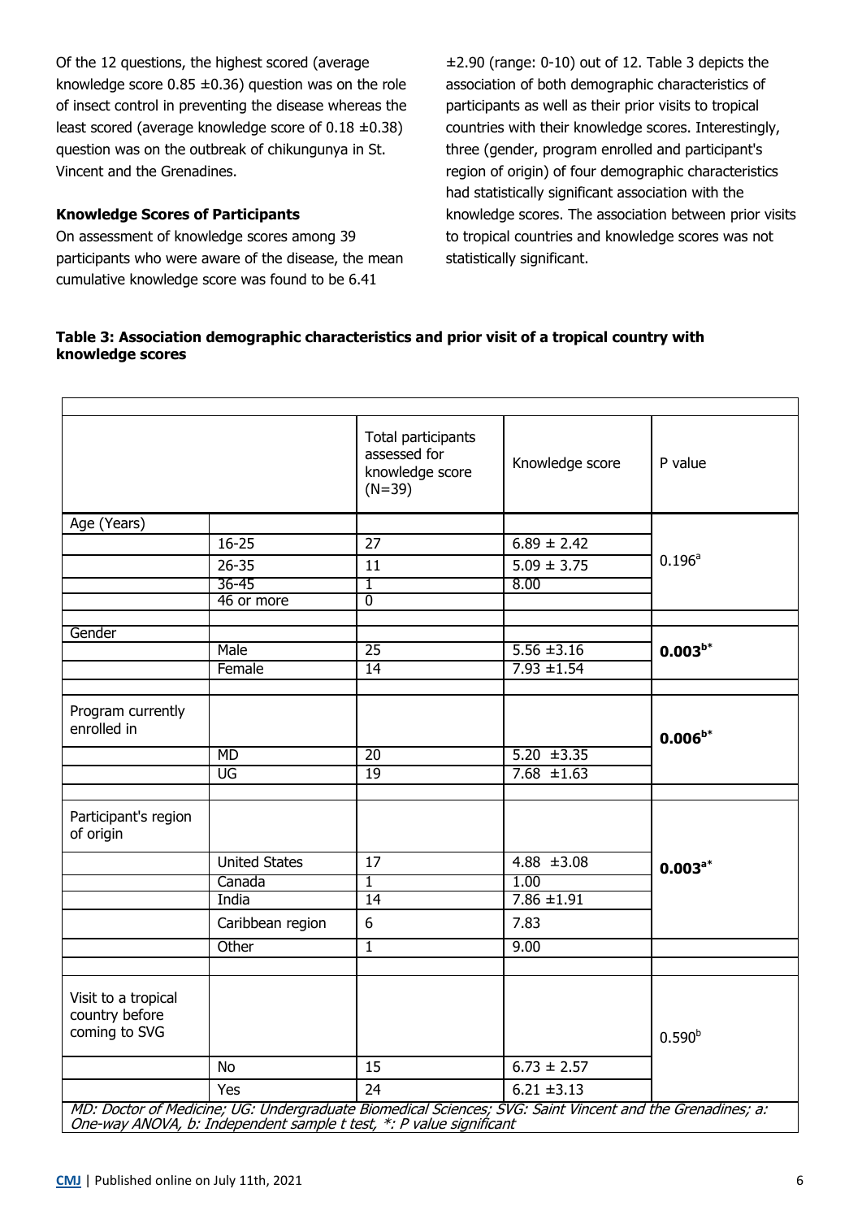Of the 12 questions, the highest scored (average knowledge score 0.85 ±0.36) question was on the role of insect control in preventing the disease whereas the least scored (average knowledge score of 0.18 ±0.38) question was on the outbreak of chikungunya in St. Vincent and the Grenadines.

### Knowledge Scores of Participants

On assessment of knowledge scores among 39 participants who were aware of the disease, the mean cumulative knowledge score was found to be 6.41 ±2.90 (range: 0-10) out of 12. Table 3 depicts the association of both demographic characteristics of participants as well as their prior visits to tropical countries with their knowledge scores. Interestingly, three (gender, program enrolled and participant's region of origin) of four demographic characteristics had statistically significant association with the knowledge scores. The association between prior visits to tropical countries and knowledge scores was not statistically significant.

**Table 3: Association demographic characteristics and prior visit of a tropical country with knowledge scores**

| | | Total participants assessed for knowledge score (N=39) | Knowledge score | P value |
|---|---|---|---|---|
| Age (Years) | | | | 0.196[a] |
| | 16-25 | 27 | 6.89 ± 2.42 | |
| | 26-35 | 11 | 5.09 ± 3.75 | |
| | 36-45 | 1 | 8.00 | |
| | 46 or more | 0 | | |
| Gender | | | | **0.003[b*]** |
| | Male | 25 | 5.56 ±3.16 | |
| | Female | 14 | 7.93 ±1.54 | |
| Program currently enrolled in | | | | **0.006[b*]** |
| | MD | 20 | 5.20 ±3.35 | |
| | UG | 19 | 7.68 ±1.63 | |
| Participant's region of origin | | | | **0.003[a*]** |
| | United States | 17 | 4.88 ±3.08 | |
| | Canada | 1 | 1.00 | |
| | India | 14 | 7.86 ±1.91 | |
| | Caribbean region | 6 | 7.83 | |
| | Other | 1 | 9.00 | |
| Visit to a tropical country before coming to SVG | | | | 0.590[b] |
| | No | 15 | 6.73 ± 2.57 | |
| | Yes | 24 | 6.21 ±3.13 | |

*MD: Doctor of Medicine; UG: Undergraduate Biomedical Sciences; SVG: Saint Vincent and the Grenadines; a: One-way ANOVA, b: Independent sample t test, \*: P value significant*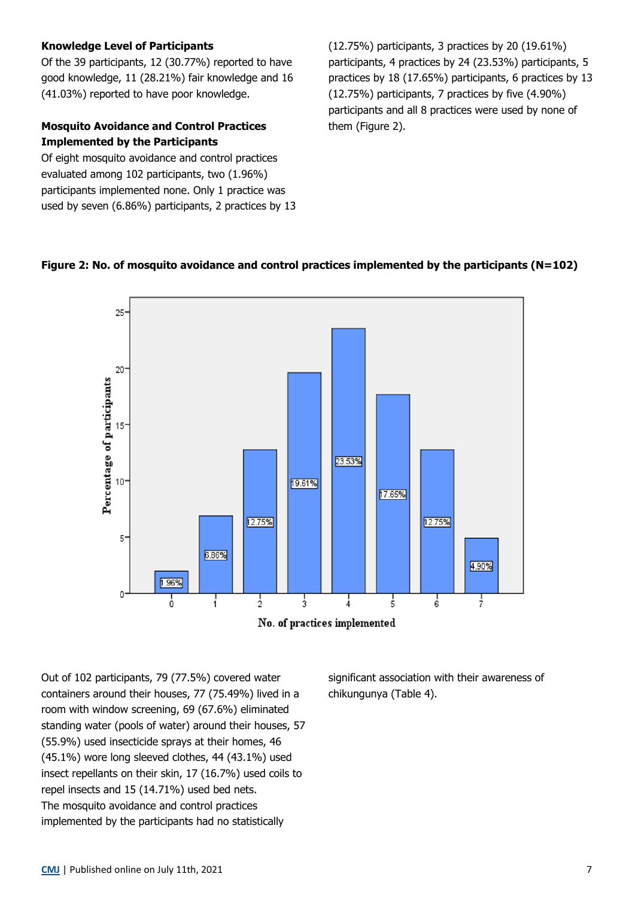**Knowledge Level of Participants**

Of the 39 participants, 12 (30.77%) reported to have good knowledge, 11 (28.21%) fair knowledge and 16 (41.03%) reported to have poor knowledge.

**Mosquito Avoidance and Control Practices Implemented by the Participants**

Of eight mosquito avoidance and control practices evaluated among 102 participants, two (1.96%) participants implemented none. Only 1 practice was used by seven (6.86%) participants, 2 practices by 13 (12.75%) participants, 3 practices by 20 (19.61%) participants, 4 practices by 24 (23.53%) participants, 5 practices by 18 (17.65%) participants, 6 practices by 13 (12.75%) participants, 7 practices by five (4.90%) participants and all 8 practices were used by none of them (Figure 2).

**Figure 2: No. of mosquito avoidance and control practices implemented by the participants (N=102)**

Out of 102 participants, 79 (77.5%) covered water containers around their houses, 77 (75.49%) lived in a room with window screening, 69 (67.6%) eliminated standing water (pools of water) around their houses, 57 (55.9%) used insecticide sprays at their homes, 46 (45.1%) wore long sleeved clothes, 44 (43.1%) used insect repellants on their skin, 17 (16.7%) used coils to repel insects and 15 (14.71%) used bed nets.

The mosquito avoidance and control practices implemented by the participants had no statistically significant association with their awareness of chikungunya (Table 4).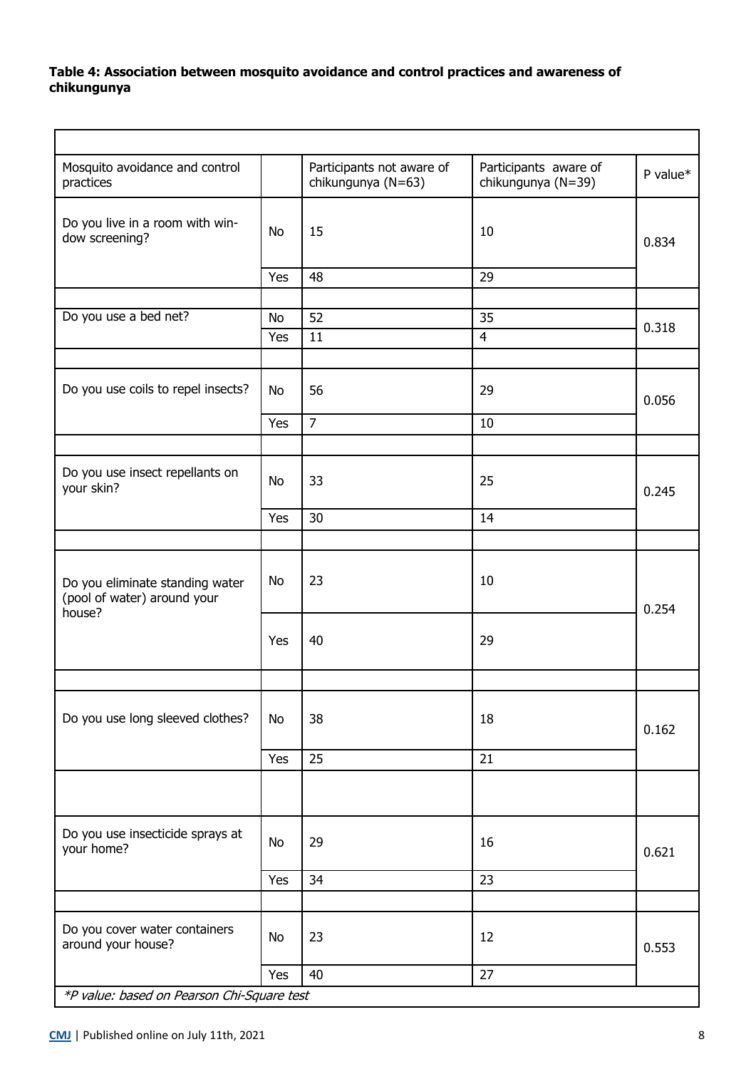**Table 4: Association between mosquito avoidance and control practices and awareness of chikungunya**

| Mosquito avoidance and control practices | | Participants not aware of chikungunya (N=63) | Participants aware of chikungunya (N=39) | P value* |
|---|---|---|---|---|
| Do you live in a room with window screening? | No | 15 | 10 | 0.834 |
| | Yes | 48 | 29 | |
| Do you use a bed net? | No | 52 | 35 | 0.318 |
| | Yes | 11 | 4 | |
| Do you use coils to repel insects? | No | 56 | 29 | 0.056 |
| | Yes | 7 | 10 | |
| Do you use insect repellants on your skin? | No | 33 | 25 | 0.245 |
| | Yes | 30 | 14 | |
| Do you eliminate standing water (pool of water) around your house? | No | 23 | 10 | 0.254 |
| | Yes | 40 | 29 | |
| Do you use long sleeved clothes? | No | 38 | 18 | 0.162 |
| | Yes | 25 | 21 | |
| Do you use insecticide sprays at your home? | No | 29 | 16 | 0.621 |
| | Yes | 34 | 23 | |
| Do you cover water containers around your house? | No | 23 | 12 | 0.553 |
| | Yes | 40 | 27 | |

*P value: based on Pearson Chi-Square test*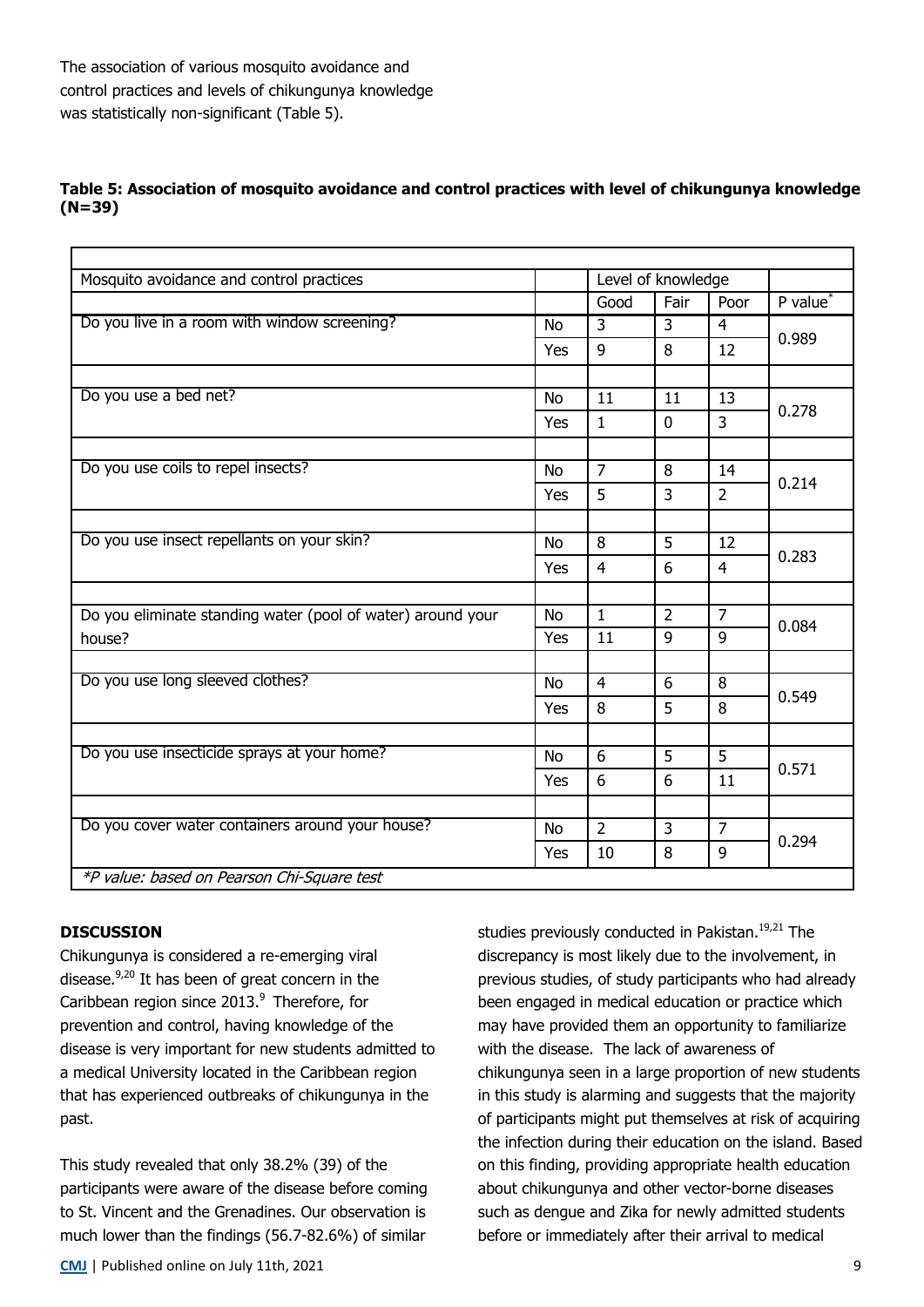The association of various mosquito avoidance and control practices and levels of chikungunya knowledge was statistically non-significant (Table 5).

**Table 5: Association of mosquito avoidance and control practices with level of chikungunya knowledge (N=39)**

| Mosquito avoidance and control practices | | Level of knowledge | | | |
|---|---|---|---|---|---|
| | | Good | Fair | Poor | P value* |
| Do you live in a room with window screening? | No | 3 | 3 | 4 | 0.989 |
| | Yes | 9 | 8 | 12 | |
| Do you use a bed net? | No | 11 | 11 | 13 | 0.278 |
| | Yes | 1 | 0 | 3 | |
| Do you use coils to repel insects? | No | 7 | 8 | 14 | 0.214 |
| | Yes | 5 | 3 | 2 | |
| Do you use insect repellants on your skin? | No | 8 | 5 | 12 | 0.283 |
| | Yes | 4 | 6 | 4 | |
| Do you eliminate standing water (pool of water) around your house? | No | 1 | 2 | 7 | 0.084 |
| | Yes | 11 | 9 | 9 | |
| Do you use long sleeved clothes? | No | 4 | 6 | 8 | 0.549 |
| | Yes | 8 | 5 | 8 | |
| Do you use insecticide sprays at your home? | No | 6 | 5 | 5 | 0.571 |
| | Yes | 6 | 6 | 11 | |
| Do you cover water containers around your house? | No | 2 | 3 | 7 | 0.294 |
| | Yes | 10 | 8 | 9 | |

*\*P value: based on Pearson Chi-Square test*

**DISCUSSION**

Chikungunya is considered a re-emerging viral disease.[9,20] It has been of great concern in the Caribbean region since 2013.[9] Therefore, for prevention and control, having knowledge of the disease is very important for new students admitted to a medical University located in the Caribbean region that has experienced outbreaks of chikungunya in the past.

This study revealed that only 38.2% (39) of the participants were aware of the disease before coming to St. Vincent and the Grenadines. Our observation is much lower than the findings (56.7-82.6%) of similar studies previously conducted in Pakistan.[19,21] The discrepancy is most likely due to the involvement, in previous studies, of study participants who had already been engaged in medical education or practice which may have provided them an opportunity to familiarize with the disease. The lack of awareness of chikungunya seen in a large proportion of new students in this study is alarming and suggests that the majority of participants might put themselves at risk of acquiring the infection during their education on the island. Based on this finding, providing appropriate health education about chikungunya and other vector-borne diseases such as dengue and Zika for newly admitted students before or immediately after their arrival to medical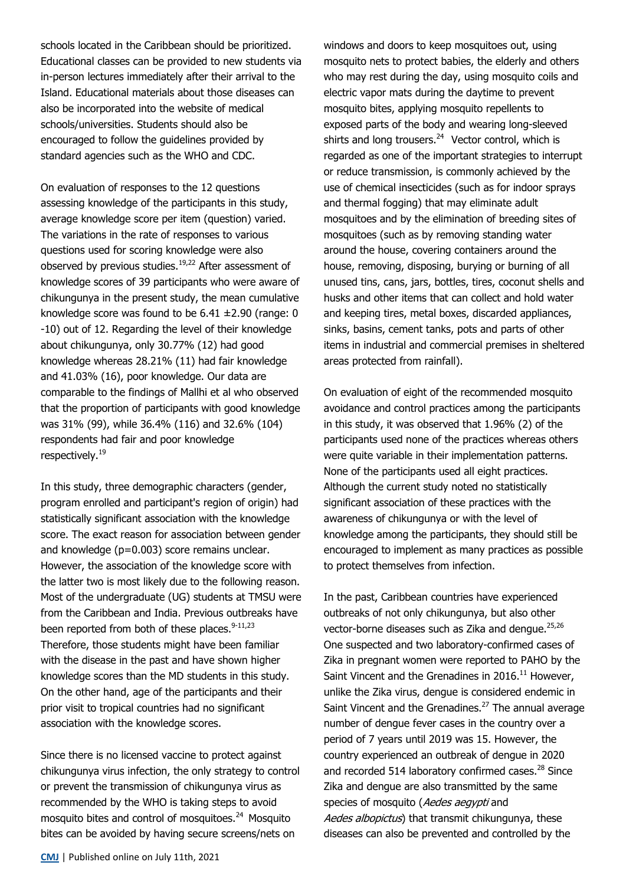schools located in the Caribbean should be prioritized. Educational classes can be provided to new students via in-person lectures immediately after their arrival to the Island. Educational materials about those diseases can also be incorporated into the website of medical schools/universities. Students should also be encouraged to follow the guidelines provided by standard agencies such as the WHO and CDC.

On evaluation of responses to the 12 questions assessing knowledge of the participants in this study, average knowledge score per item (question) varied. The variations in the rate of responses to various questions used for scoring knowledge were also observed by previous studies.[19,22] After assessment of knowledge scores of 39 participants who were aware of chikungunya in the present study, the mean cumulative knowledge score was found to be 6.41 ±2.90 (range: 0 -10) out of 12. Regarding the level of their knowledge about chikungunya, only 30.77% (12) had good knowledge whereas 28.21% (11) had fair knowledge and 41.03% (16), poor knowledge. Our data are comparable to the findings of Mallhi et al who observed that the proportion of participants with good knowledge was 31% (99), while 36.4% (116) and 32.6% (104) respondents had fair and poor knowledge respectively.[19]

In this study, three demographic characters (gender, program enrolled and participant's region of origin) had statistically significant association with the knowledge score. The exact reason for association between gender and knowledge ($p=0.003$) score remains unclear. However, the association of the knowledge score with the latter two is most likely due to the following reason. Most of the undergraduate (UG) students at TMSU were from the Caribbean and India. Previous outbreaks have been reported from both of these places.[9-11,23] Therefore, those students might have been familiar with the disease in the past and have shown higher knowledge scores than the MD students in this study. On the other hand, age of the participants and their prior visit to tropical countries had no significant association with the knowledge scores.

Since there is no licensed vaccine to protect against chikungunya virus infection, the only strategy to control or prevent the transmission of chikungunya virus as recommended by the WHO is taking steps to avoid mosquito bites and control of mosquitoes.[24] Mosquito bites can be avoided by having secure screens/nets on windows and doors to keep mosquitoes out, using mosquito nets to protect babies, the elderly and others who may rest during the day, using mosquito coils and electric vapor mats during the daytime to prevent mosquito bites, applying mosquito repellents to exposed parts of the body and wearing long-sleeved shirts and long trousers.[24] Vector control, which is regarded as one of the important strategies to interrupt or reduce transmission, is commonly achieved by the use of chemical insecticides (such as for indoor sprays and thermal fogging) that may eliminate adult mosquitoes and by the elimination of breeding sites of mosquitoes (such as by removing standing water around the house, covering containers around the house, removing, disposing, burying or burning of all unused tins, cans, jars, bottles, tires, coconut shells and husks and other items that can collect and hold water and keeping tires, metal boxes, discarded appliances, sinks, basins, cement tanks, pots and parts of other items in industrial and commercial premises in sheltered areas protected from rainfall).

On evaluation of eight of the recommended mosquito avoidance and control practices among the participants in this study, it was observed that 1.96% (2) of the participants used none of the practices whereas others were quite variable in their implementation patterns. None of the participants used all eight practices. Although the current study noted no statistically significant association of these practices with the awareness of chikungunya or with the level of knowledge among the participants, they should still be encouraged to implement as many practices as possible to protect themselves from infection.

In the past, Caribbean countries have experienced outbreaks of not only chikungunya, but also other vector-borne diseases such as Zika and dengue.[25,26] One suspected and two laboratory-confirmed cases of Zika in pregnant women were reported to PAHO by the Saint Vincent and the Grenadines in 2016.[11] However, unlike the Zika virus, dengue is considered endemic in Saint Vincent and the Grenadines.[27] The annual average number of dengue fever cases in the country over a period of 7 years until 2019 was 15. However, the country experienced an outbreak of dengue in 2020 and recorded 514 laboratory confirmed cases.[28] Since Zika and dengue are also transmitted by the same species of mosquito (*Aedes aegypti* and *Aedes albopictus*) that transmit chikungunya, these diseases can also be prevented and controlled by the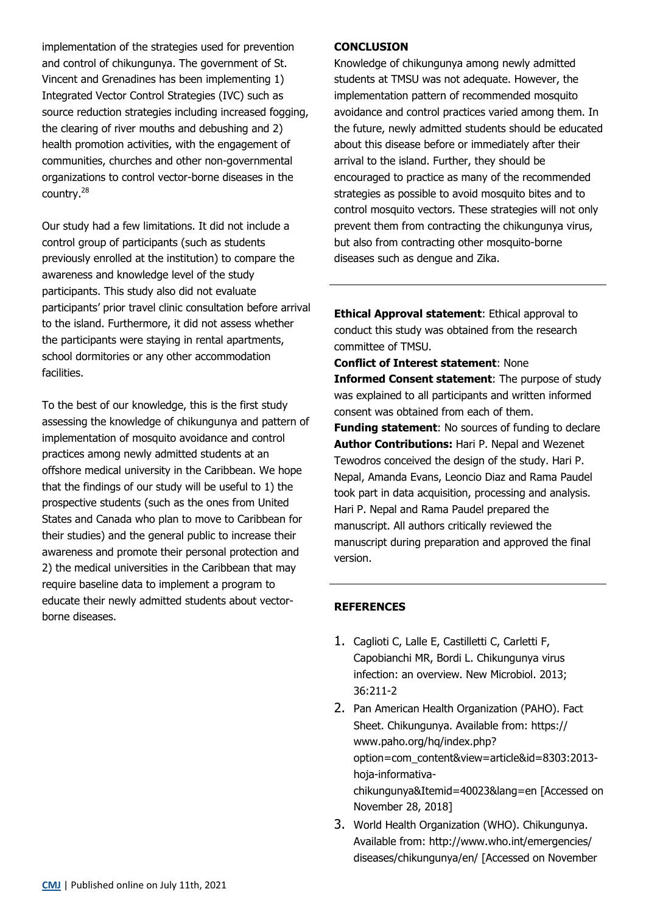implementation of the strategies used for prevention and control of chikungunya. The government of St. Vincent and Grenadines has been implementing 1) Integrated Vector Control Strategies (IVC) such as source reduction strategies including increased fogging, the clearing of river mouths and debushing and 2) health promotion activities, with the engagement of communities, churches and other non-governmental organizations to control vector-borne diseases in the country.[28]

Our study had a few limitations. It did not include a control group of participants (such as students previously enrolled at the institution) to compare the awareness and knowledge level of the study participants. This study also did not evaluate participants' prior travel clinic consultation before arrival to the island. Furthermore, it did not assess whether the participants were staying in rental apartments, school dormitories or any other accommodation facilities.

To the best of our knowledge, this is the first study assessing the knowledge of chikungunya and pattern of implementation of mosquito avoidance and control practices among newly admitted students at an offshore medical university in the Caribbean. We hope that the findings of our study will be useful to 1) the prospective students (such as the ones from United States and Canada who plan to move to Caribbean for their studies) and the general public to increase their awareness and promote their personal protection and 2) the medical universities in the Caribbean that may require baseline data to implement a program to educate their newly admitted students about vector-borne diseases.

## CONCLUSION

Knowledge of chikungunya among newly admitted students at TMSU was not adequate. However, the implementation pattern of recommended mosquito avoidance and control practices varied among them. In the future, newly admitted students should be educated about this disease before or immediately after their arrival to the island. Further, they should be encouraged to practice as many of the recommended strategies as possible to avoid mosquito bites and to control mosquito vectors. These strategies will not only prevent them from contracting the chikungunya virus, but also from contracting other mosquito-borne diseases such as dengue and Zika.

---

**Ethical Approval statement**: Ethical approval to conduct this study was obtained from the research committee of TMSU.

**Conflict of Interest statement**: None

**Informed Consent statement**: The purpose of study was explained to all participants and written informed consent was obtained from each of them.

**Funding statement**: No sources of funding to declare

**Author Contributions:** Hari P. Nepal and Wezenet Tewodros conceived the design of the study. Hari P. Nepal, Amanda Evans, Leoncio Diaz and Rama Paudel took part in data acquisition, processing and analysis. Hari P. Nepal and Rama Paudel prepared the manuscript. All authors critically reviewed the manuscript during preparation and approved the final version.

---

## REFERENCES

1. Caglioti C, Lalle E, Castilletti C, Carletti F, Capobianchi MR, Bordi L. Chikungunya virus infection: an overview. New Microbiol. 2013; 36:211-2
2. Pan American Health Organization (PAHO). Fact Sheet. Chikungunya. Available from: https://www.paho.org/hq/index.php?option=com_content&view=article&id=8303:2013-hoja-informativa-chikungunya&Itemid=40023&lang=en [Accessed on November 28, 2018]
3. World Health Organization (WHO). Chikungunya. Available from: http://www.who.int/emergencies/diseases/chikungunya/en/ [Accessed on November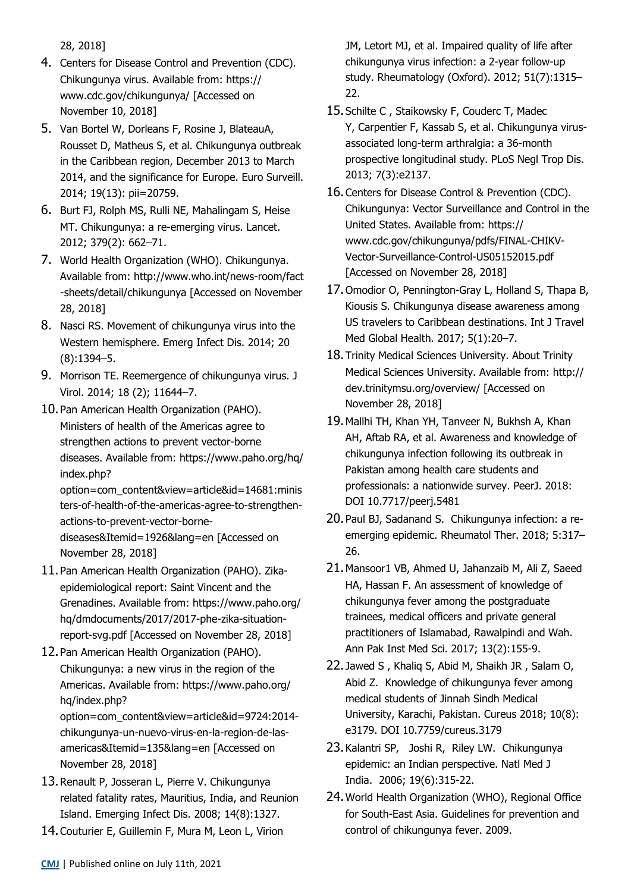28, 2018]

4. Centers for Disease Control and Prevention (CDC). Chikungunya virus. Available from: https:// www.cdc.gov/chikungunya/ [Accessed on November 10, 2018]
5. Van Bortel W, Dorleans F, Rosine J, BlateauA, Rousset D, Matheus S, et al. Chikungunya outbreak in the Caribbean region, December 2013 to March 2014, and the significance for Europe. Euro Surveill. 2014; 19(13): pii=20759.
6. Burt FJ, Rolph MS, Rulli NE, Mahalingam S, Heise MT. Chikungunya: a re-emerging virus. Lancet. 2012; 379(2): 662–71.
7. World Health Organization (WHO). Chikungunya. Available from: http://www.who.int/news-room/fact-sheets/detail/chikungunya [Accessed on November 28, 2018]
8. Nasci RS. Movement of chikungunya virus into the Western hemisphere. Emerg Infect Dis. 2014; 20 (8):1394–5.
9. Morrison TE. Reemergence of chikungunya virus. J Virol. 2014; 18 (2); 11644–7.
10. Pan American Health Organization (PAHO). Ministers of health of the Americas agree to strengthen actions to prevent vector-borne diseases. Available from: https://www.paho.org/hq/index.php?option=com_content&view=article&id=14681:ministers-of-health-of-the-americas-agree-to-strengthen-actions-to-prevent-vector-borne-diseases&Itemid=1926&lang=en [Accessed on November 28, 2018]
11. Pan American Health Organization (PAHO). Zika-epidemiological report: Saint Vincent and the Grenadines. Available from: https://www.paho.org/hq/dmdocuments/2017/2017-phe-zika-situation-report-svg.pdf [Accessed on November 28, 2018]
12. Pan American Health Organization (PAHO). Chikungunya: a new virus in the region of the Americas. Available from: https://www.paho.org/hq/index.php?option=com_content&view=article&id=9724:2014-chikungunya-un-nuevo-virus-en-la-region-de-las-americas&Itemid=135&lang=en [Accessed on November 28, 2018]
13. Renault P, Josseran L, Pierre V. Chikungunya related fatality rates, Mauritius, India, and Reunion Island. Emerging Infect Dis. 2008; 14(8):1327.
14. Couturier E, Guillemin F, Mura M, Leon L, Virion JM, Letort MJ, et al. Impaired quality of life after chikungunya virus infection: a 2-year follow-up study. Rheumatology (Oxford). 2012; 51(7):1315–22.
15. Schilte C , Staikowsky F, Couderc T, Madec Y, Carpentier F, Kassab S, et al. Chikungunya virus-associated long-term arthralgia: a 36-month prospective longitudinal study. PLoS Negl Trop Dis. 2013; 7(3):e2137.
16. Centers for Disease Control & Prevention (CDC). Chikungunya: Vector Surveillance and Control in the United States. Available from: https:// www.cdc.gov/chikungunya/pdfs/FINAL-CHIKV-Vector-Surveillance-Control-US05152015.pdf [Accessed on November 28, 2018]
17. Omodior O, Pennington-Gray L, Holland S, Thapa B, Kiousis S. Chikungunya disease awareness among US travelers to Caribbean destinations. Int J Travel Med Global Health. 2017; 5(1):20–7.
18. Trinity Medical Sciences University. About Trinity Medical Sciences University. Available from: http:// dev.trinitymsu.org/overview/ [Accessed on November 28, 2018]
19. Mallhi TH, Khan YH, Tanveer N, Bukhsh A, Khan AH, Aftab RA, et al. Awareness and knowledge of chikungunya infection following its outbreak in Pakistan among health care students and professionals: a nationwide survey. PeerJ. 2018: DOI 10.7717/peerj.5481
20. Paul BJ, Sadanand S. Chikungunya infection: a re-emerging epidemic. Rheumatol Ther. 2018; 5:317–26.
21. Mansoor1 VB, Ahmed U, Jahanzaib M, Ali Z, Saeed HA, Hassan F. An assessment of knowledge of chikungunya fever among the postgraduate trainees, medical officers and private general practitioners of Islamabad, Rawalpindi and Wah. Ann Pak Inst Med Sci. 2017; 13(2):155-9.
22. Jawed S , Khaliq S, Abid M, Shaikh JR , Salam O, Abid Z. Knowledge of chikungunya fever among medical students of Jinnah Sindh Medical University, Karachi, Pakistan. Cureus 2018; 10(8): e3179. DOI 10.7759/cureus.3179
23. Kalantri SP, Joshi R, Riley LW. Chikungunya epidemic: an Indian perspective. Natl Med J India. 2006; 19(6):315-22.
24. World Health Organization (WHO), Regional Office for South-East Asia. Guidelines for prevention and control of chikungunya fever. 2009.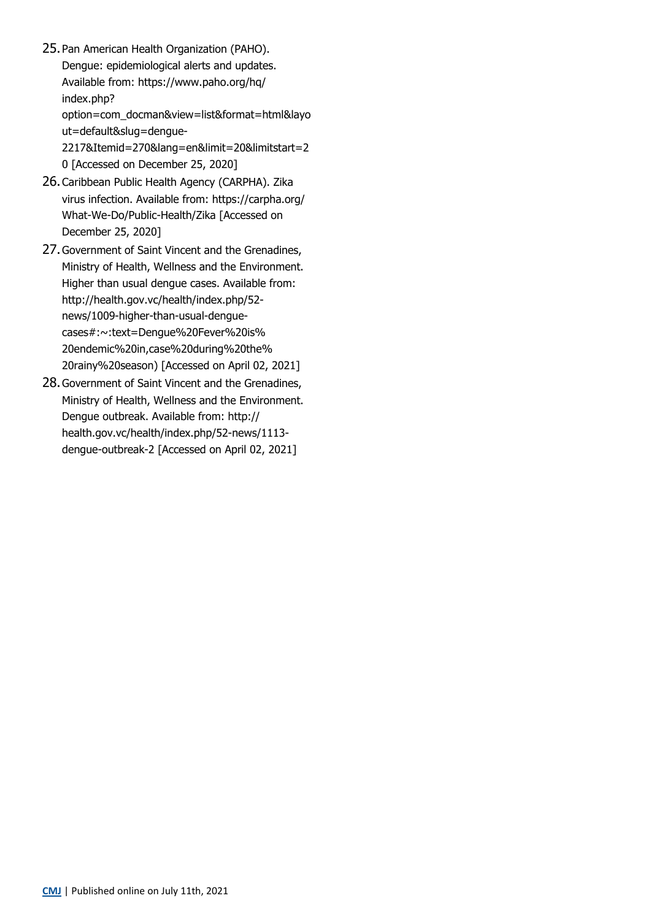25. Pan American Health Organization (PAHO). Dengue: epidemiological alerts and updates. Available from: https://www.paho.org/hq/index.php?option=com_docman&view=list&format=html&layout=default&slug=dengue-2217&Itemid=270&lang=en&limit=20&limitstart=20 [Accessed on December 25, 2020]
26. Caribbean Public Health Agency (CARPHA). Zika virus infection. Available from: https://carpha.org/What-We-Do/Public-Health/Zika [Accessed on December 25, 2020]
27. Government of Saint Vincent and the Grenadines, Ministry of Health, Wellness and the Environment. Higher than usual dengue cases. Available from: http://health.gov.vc/health/index.php/52-news/1009-higher-than-usual-dengue-cases#:~:text=Dengue%20Fever%20is%20endemic%20in,case%20during%20the%20rainy%20season) [Accessed on April 02, 2021]
28. Government of Saint Vincent and the Grenadines, Ministry of Health, Wellness and the Environment. Dengue outbreak. Available from: http://health.gov.vc/health/index.php/52-news/1113-dengue-outbreak-2 [Accessed on April 02, 2021]

**CMJ** | Published online on July 11th, 2021